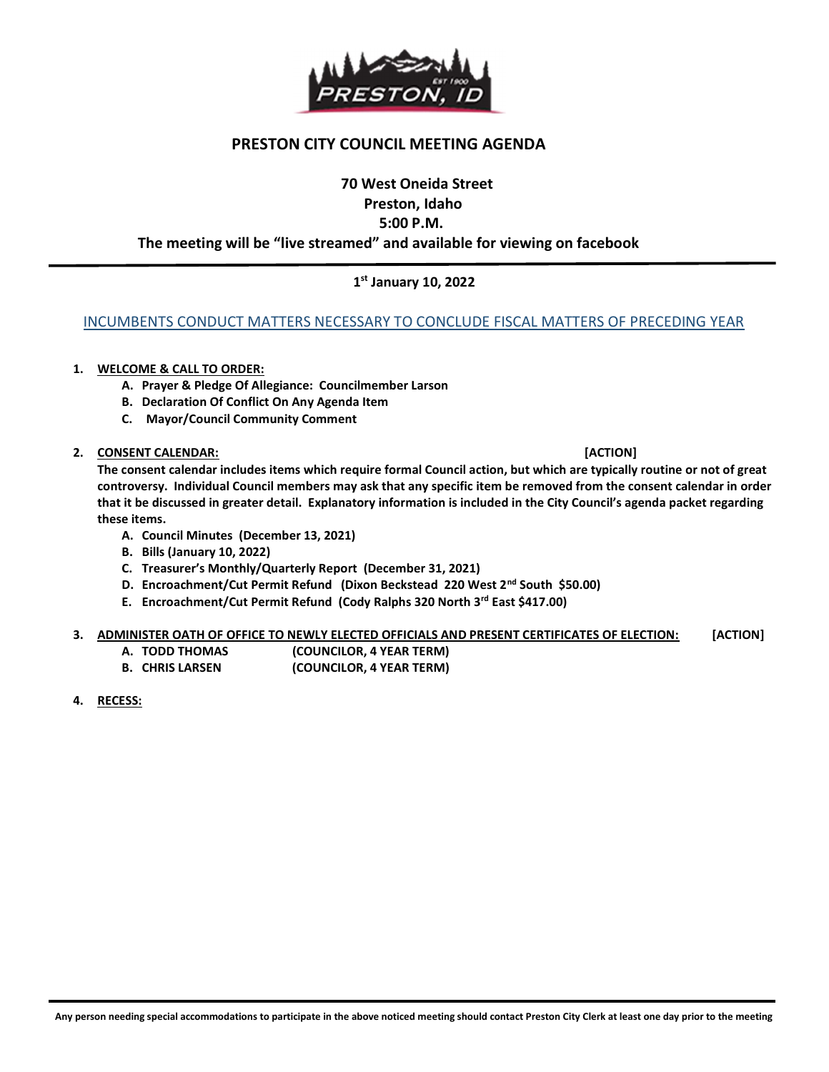# PRESTON CITY COUNCIL MEETING AGENDA

**70 West Oneida Street**
**Preston, Idaho**
**5:00 P.M.**
**The meeting will be "live streamed" and available for viewing on facebook**

---

**1st January 10, 2022**

INCUMBENTS CONDUCT MATTERS NECESSARY TO CONCLUDE FISCAL MATTERS OF PRECEDING YEAR

1. **WELCOME & CALL TO ORDER:**
   - **A. Prayer & Pledge Of Allegiance: Councilmember Larson**
   - **B. Declaration Of Conflict On Any Agenda Item**
   - **C. Mayor/Council Community Comment**

2. **CONSENT CALENDAR:** **[ACTION]**

   **The consent calendar includes items which require formal Council action, but which are typically routine or not of great controversy. Individual Council members may ask that any specific item be removed from the consent calendar in order that it be discussed in greater detail. Explanatory information is included in the City Council's agenda packet regarding these items.**
   - **A. Council Minutes (December 13, 2021)**
   - **B. Bills (January 10, 2022)**
   - **C. Treasurer's Monthly/Quarterly Report (December 31, 2021)**
   - **D. Encroachment/Cut Permit Refund (Dixon Beckstead 220 West 2nd South $50.00)**
   - **E. Encroachment/Cut Permit Refund (Cody Ralphs 320 North 3rd East $417.00)**

3. **ADMINISTER OATH OF OFFICE TO NEWLY ELECTED OFFICIALS AND PRESENT CERTIFICATES OF ELECTION:** **[ACTION]**
   - **A. TODD THOMAS (COUNCILOR, 4 YEAR TERM)**
   - **B. CHRIS LARSEN (COUNCILOR, 4 YEAR TERM)**

4. **RECESS:**

---

**Any person needing special accommodations to participate in the above noticed meeting should contact Preston City Clerk at least one day prior to the meeting**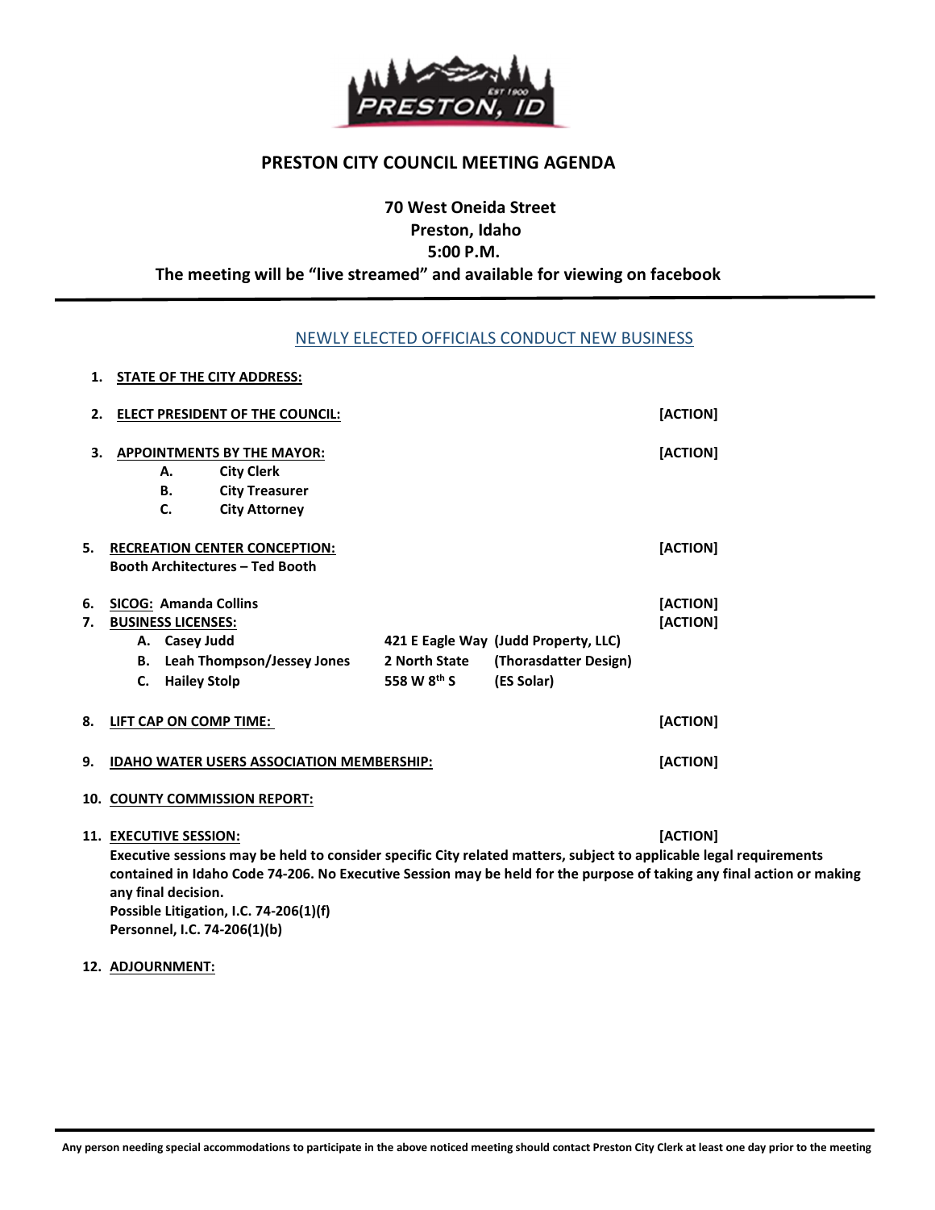# PRESTON CITY COUNCIL MEETING AGENDA

**70 West Oneida Street**
**Preston, Idaho**
**5:00 P.M.**
**The meeting will be "live streamed" and available for viewing on facebook**

---

NEWLY ELECTED OFFICIALS CONDUCT NEW BUSINESS

1. **STATE OF THE CITY ADDRESS:**

2. **ELECT PRESIDENT OF THE COUNCIL:** **[ACTION]**

3. **APPOINTMENTS BY THE MAYOR:** **[ACTION]**
   - **A. City Clerk**
   - **B. City Treasurer**
   - **C. City Attorney**

5. **RECREATION CENTER CONCEPTION:** **[ACTION]**
   **Booth Architectures – Ted Booth**

6. **SICOG: Amanda Collins** **[ACTION]**

7. **BUSINESS LICENSES:** **[ACTION]**

| | | | |
|---|---|---|---|
| **A.** | **Casey Judd** | **421 E Eagle Way** | **(Judd Property, LLC)** |
| **B.** | **Leah Thompson/Jessey Jones** | **2 North State** | **(Thorasdatter Design)** |
| **C.** | **Hailey Stolp** | **558 W 8th S** | **(ES Solar)** |

8. **LIFT CAP ON COMP TIME:** **[ACTION]**

9. **IDAHO WATER USERS ASSOCIATION MEMBERSHIP:** **[ACTION]**

10. **COUNTY COMMISSION REPORT:**

11. **EXECUTIVE SESSION:** **[ACTION]**
    **Executive sessions may be held to consider specific City related matters, subject to applicable legal requirements contained in Idaho Code 74-206. No Executive Session may be held for the purpose of taking any final action or making any final decision.**
    **Possible Litigation, I.C. 74-206(1)(f)**
    **Personnel, I.C. 74-206(1)(b)**

12. **ADJOURNMENT:**

---

**Any person needing special accommodations to participate in the above noticed meeting should contact Preston City Clerk at least one day prior to the meeting**